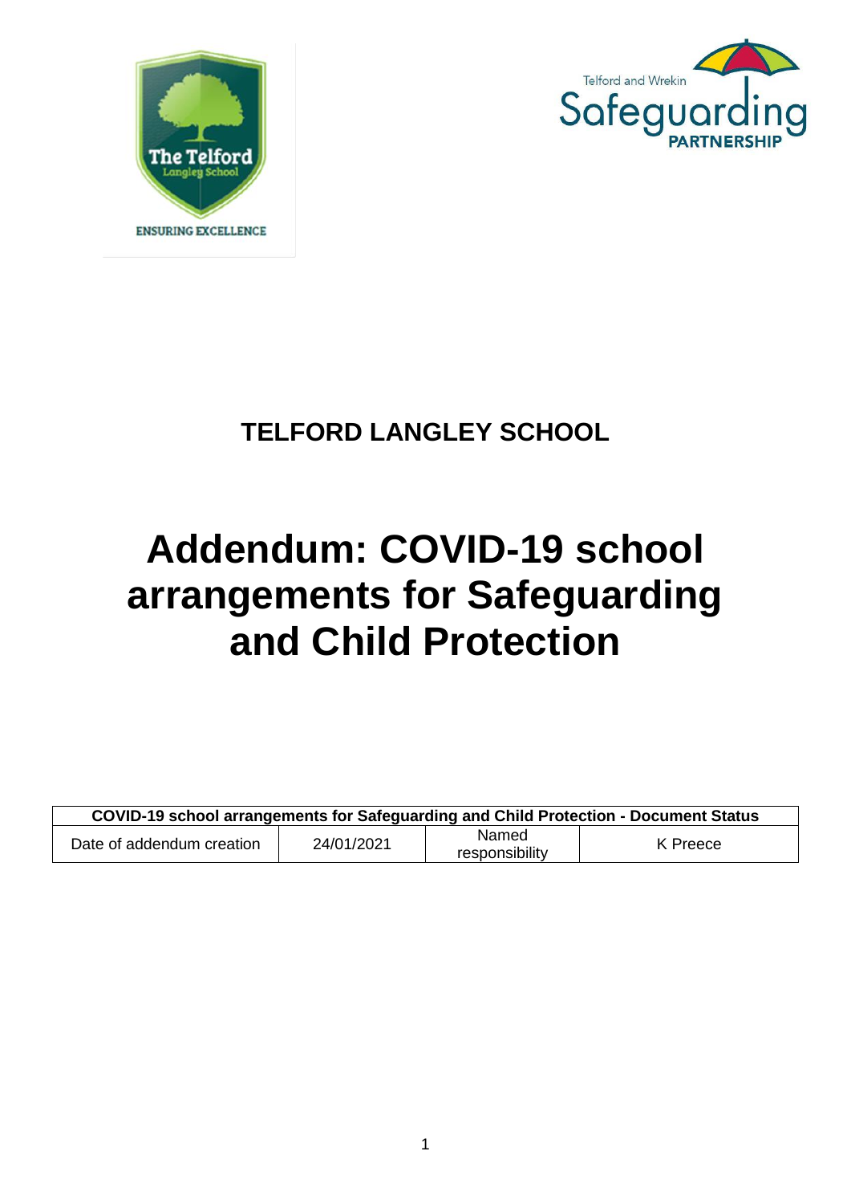# TELFORD LANGLEY SCHOOL

# Addendum: COVID-19 school arrangements for Safeguarding and Child Protection

| COVID-19 school arrangements for Safeguarding and Child Protection - Document Status | | | |
|---|---|---|---|
| Date of addendum creation | 24/01/2021 | Named responsibility | K Preece |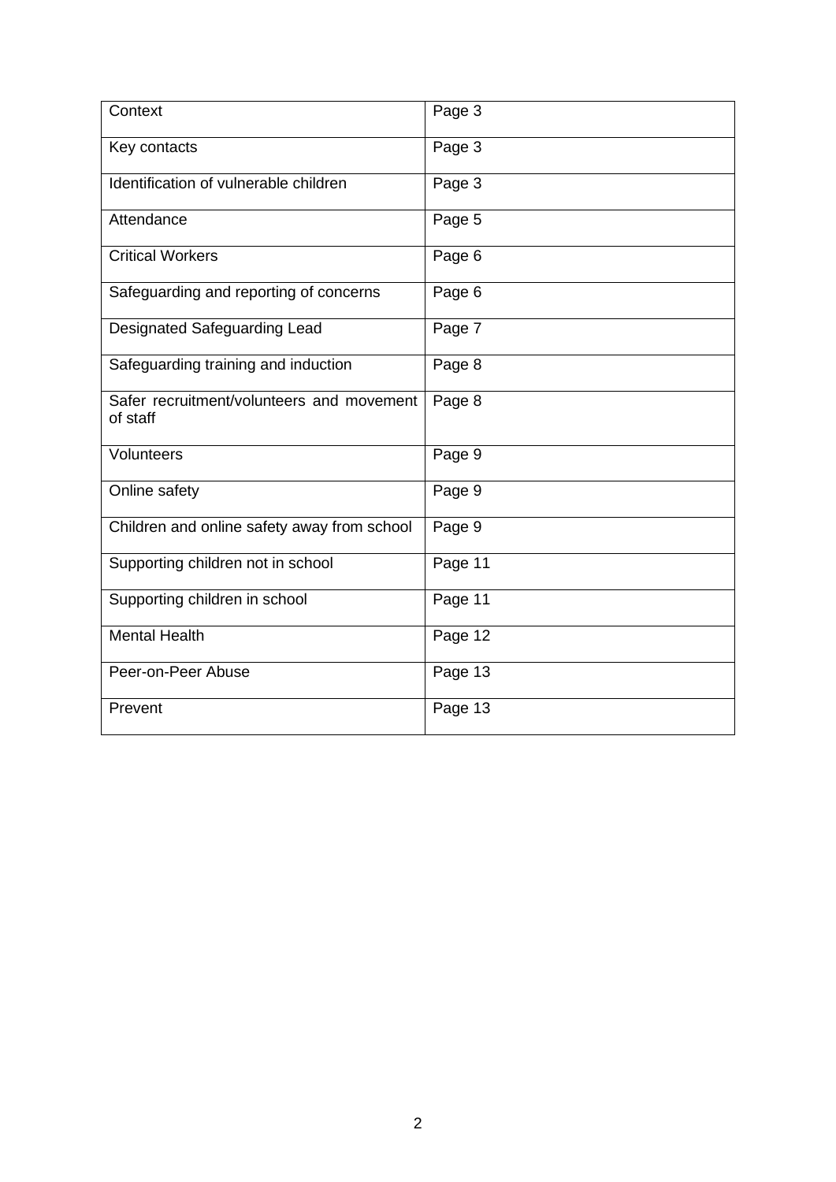| Context | Page 3 |
| --- | --- |
| Key contacts | Page 3 |
| Identification of vulnerable children | Page 3 |
| Attendance | Page 5 |
| Critical Workers | Page 6 |
| Safeguarding and reporting of concerns | Page 6 |
| Designated Safeguarding Lead | Page 7 |
| Safeguarding training and induction | Page 8 |
| Safer recruitment/volunteers and movement of staff | Page 8 |
| Volunteers | Page 9 |
| Online safety | Page 9 |
| Children and online safety away from school | Page 9 |
| Supporting children not in school | Page 11 |
| Supporting children in school | Page 11 |
| Mental Health | Page 12 |
| Peer-on-Peer Abuse | Page 13 |
| Prevent | Page 13 |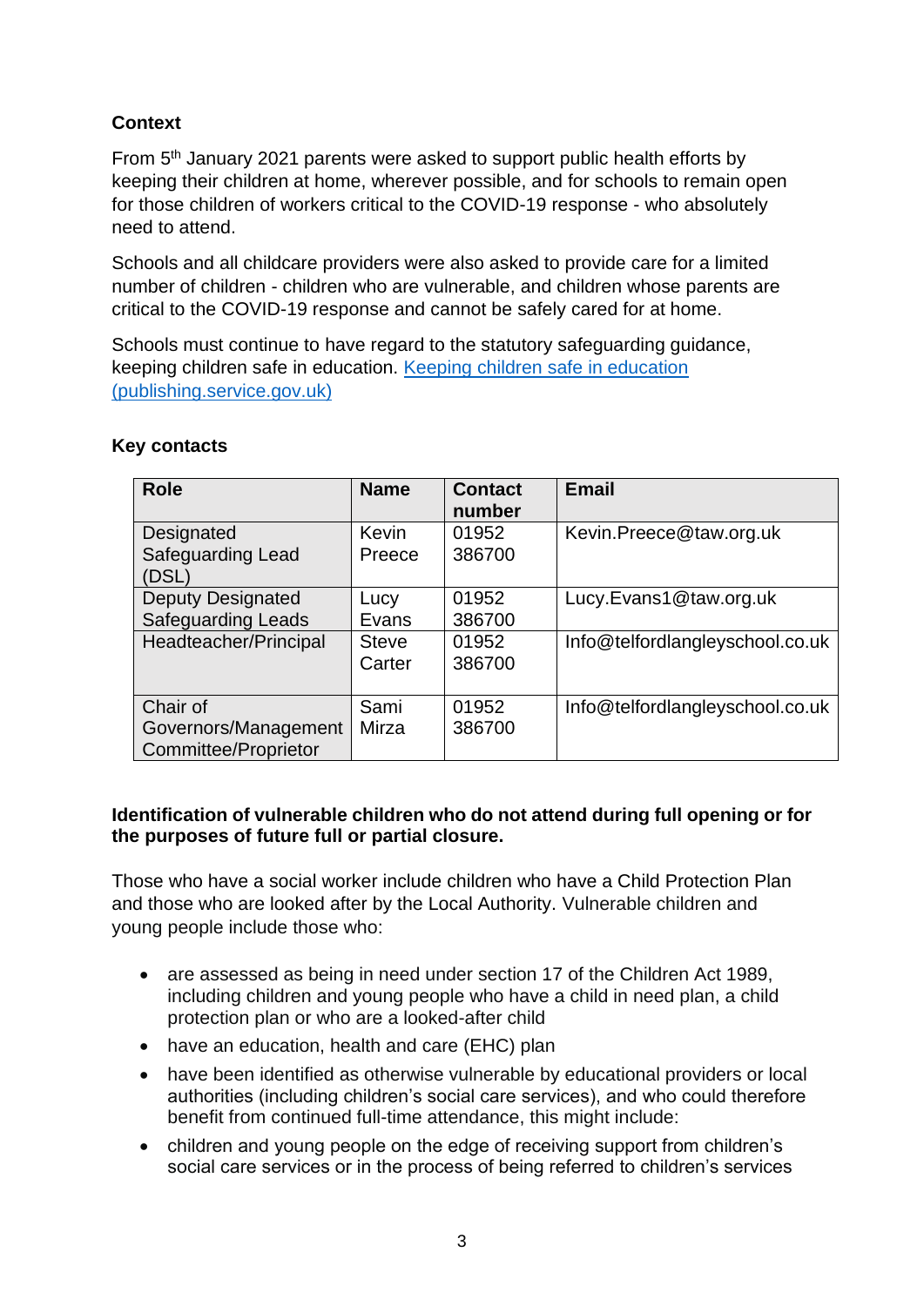**Context**

From 5th January 2021 parents were asked to support public health efforts by keeping their children at home, wherever possible, and for schools to remain open for those children of workers critical to the COVID-19 response - who absolutely need to attend.

Schools and all childcare providers were also asked to provide care for a limited number of children - children who are vulnerable, and children whose parents are critical to the COVID-19 response and cannot be safely cared for at home.

Schools must continue to have regard to the statutory safeguarding guidance, keeping children safe in education. [Keeping children safe in education (publishing.service.gov.uk)](publishing.service.gov.uk)

**Key contacts**

| Role | Name | Contact number | Email |
|---|---|---|---|
| Designated Safeguarding Lead (DSL) | Kevin Preece | 01952 386700 | Kevin.Preece@taw.org.uk |
| Deputy Designated Safeguarding Leads | Lucy Evans | 01952 386700 | Lucy.Evans1@taw.org.uk |
| Headteacher/Principal | Steve Carter | 01952 386700 | Info@telfordlangleyschool.co.uk |
| Chair of Governors/Management Committee/Proprietor | Sami Mirza | 01952 386700 | Info@telfordlangleyschool.co.uk |

**Identification of vulnerable children who do not attend during full opening or for the purposes of future full or partial closure.**

Those who have a social worker include children who have a Child Protection Plan and those who are looked after by the Local Authority. Vulnerable children and young people include those who:

- are assessed as being in need under section 17 of the Children Act 1989, including children and young people who have a child in need plan, a child protection plan or who are a looked-after child
- have an education, health and care (EHC) plan
- have been identified as otherwise vulnerable by educational providers or local authorities (including children's social care services), and who could therefore benefit from continued full-time attendance, this might include:
- children and young people on the edge of receiving support from children's social care services or in the process of being referred to children's services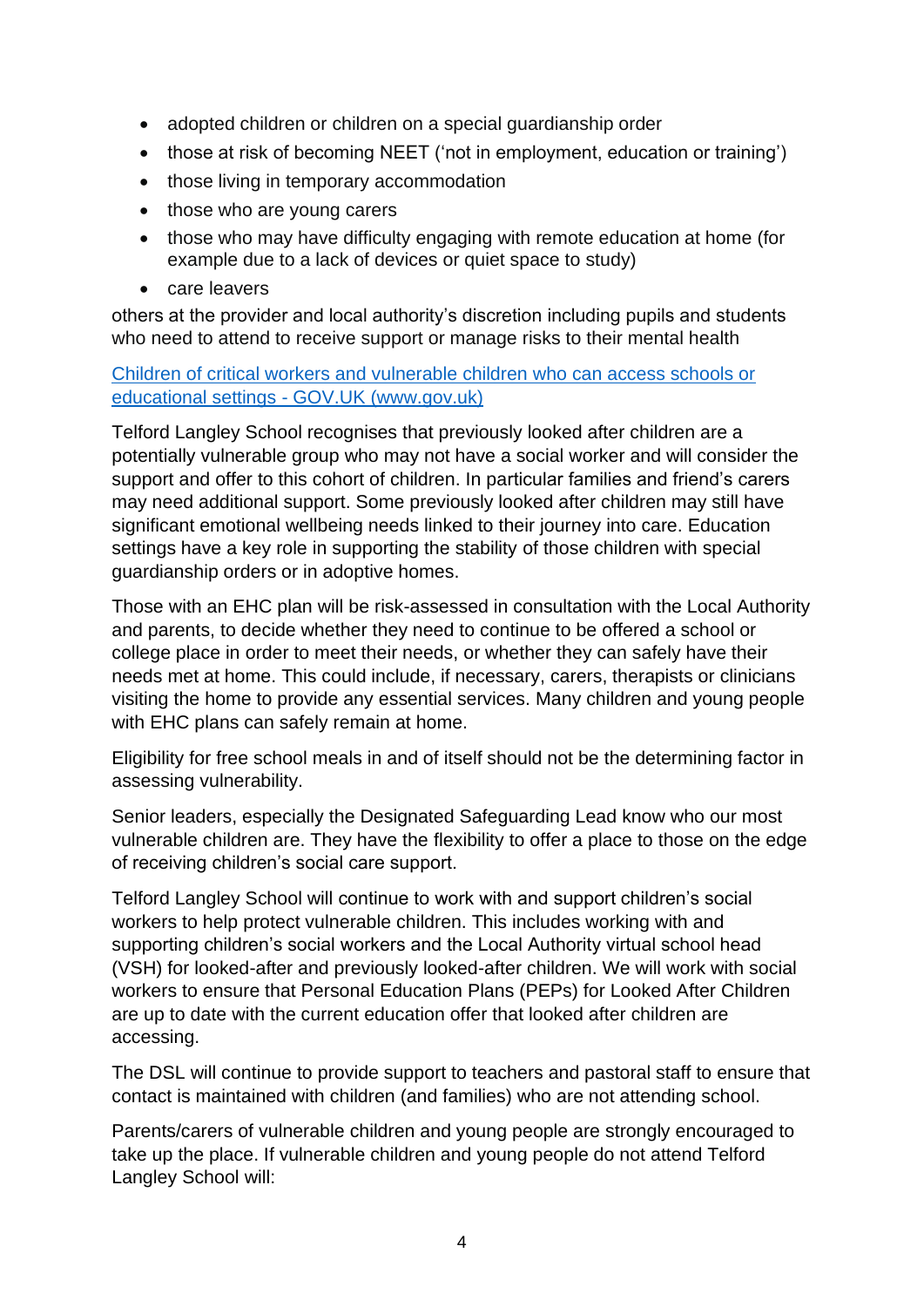- adopted children or children on a special guardianship order
- those at risk of becoming NEET ('not in employment, education or training')
- those living in temporary accommodation
- those who are young carers
- those who may have difficulty engaging with remote education at home (for example due to a lack of devices or quiet space to study)
- care leavers

others at the provider and local authority's discretion including pupils and students who need to attend to receive support or manage risks to their mental health

[Children of critical workers and vulnerable children who can access schools or educational settings - GOV.UK (www.gov.uk)](https://www.gov.uk)

Telford Langley School recognises that previously looked after children are a potentially vulnerable group who may not have a social worker and will consider the support and offer to this cohort of children. In particular families and friend's carers may need additional support. Some previously looked after children may still have significant emotional wellbeing needs linked to their journey into care. Education settings have a key role in supporting the stability of those children with special guardianship orders or in adoptive homes.

Those with an EHC plan will be risk-assessed in consultation with the Local Authority and parents, to decide whether they need to continue to be offered a school or college place in order to meet their needs, or whether they can safely have their needs met at home. This could include, if necessary, carers, therapists or clinicians visiting the home to provide any essential services. Many children and young people with EHC plans can safely remain at home.

Eligibility for free school meals in and of itself should not be the determining factor in assessing vulnerability.

Senior leaders, especially the Designated Safeguarding Lead know who our most vulnerable children are. They have the flexibility to offer a place to those on the edge of receiving children's social care support.

Telford Langley School will continue to work with and support children's social workers to help protect vulnerable children. This includes working with and supporting children's social workers and the Local Authority virtual school head (VSH) for looked-after and previously looked-after children. We will work with social workers to ensure that Personal Education Plans (PEPs) for Looked After Children are up to date with the current education offer that looked after children are accessing.

The DSL will continue to provide support to teachers and pastoral staff to ensure that contact is maintained with children (and families) who are not attending school.

Parents/carers of vulnerable children and young people are strongly encouraged to take up the place. If vulnerable children and young people do not attend Telford Langley School will: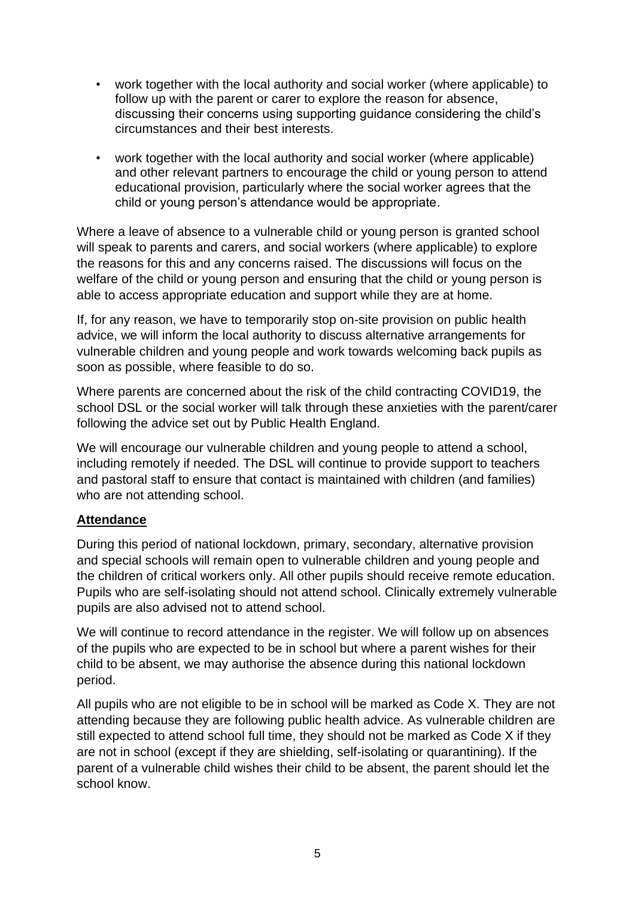- work together with the local authority and social worker (where applicable) to follow up with the parent or carer to explore the reason for absence, discussing their concerns using supporting guidance considering the child's circumstances and their best interests.
- work together with the local authority and social worker (where applicable) and other relevant partners to encourage the child or young person to attend educational provision, particularly where the social worker agrees that the child or young person's attendance would be appropriate.

Where a leave of absence to a vulnerable child or young person is granted school will speak to parents and carers, and social workers (where applicable) to explore the reasons for this and any concerns raised. The discussions will focus on the welfare of the child or young person and ensuring that the child or young person is able to access appropriate education and support while they are at home.

If, for any reason, we have to temporarily stop on-site provision on public health advice, we will inform the local authority to discuss alternative arrangements for vulnerable children and young people and work towards welcoming back pupils as soon as possible, where feasible to do so.

Where parents are concerned about the risk of the child contracting COVID19, the school DSL or the social worker will talk through these anxieties with the parent/carer following the advice set out by Public Health England.

We will encourage our vulnerable children and young people to attend a school, including remotely if needed. The DSL will continue to provide support to teachers and pastoral staff to ensure that contact is maintained with children (and families) who are not attending school.

## Attendance

During this period of national lockdown, primary, secondary, alternative provision and special schools will remain open to vulnerable children and young people and the children of critical workers only. All other pupils should receive remote education. Pupils who are self-isolating should not attend school. Clinically extremely vulnerable pupils are also advised not to attend school.

We will continue to record attendance in the register. We will follow up on absences of the pupils who are expected to be in school but where a parent wishes for their child to be absent, we may authorise the absence during this national lockdown period.

All pupils who are not eligible to be in school will be marked as Code X. They are not attending because they are following public health advice. As vulnerable children are still expected to attend school full time, they should not be marked as Code X if they are not in school (except if they are shielding, self-isolating or quarantining). If the parent of a vulnerable child wishes their child to be absent, the parent should let the school know.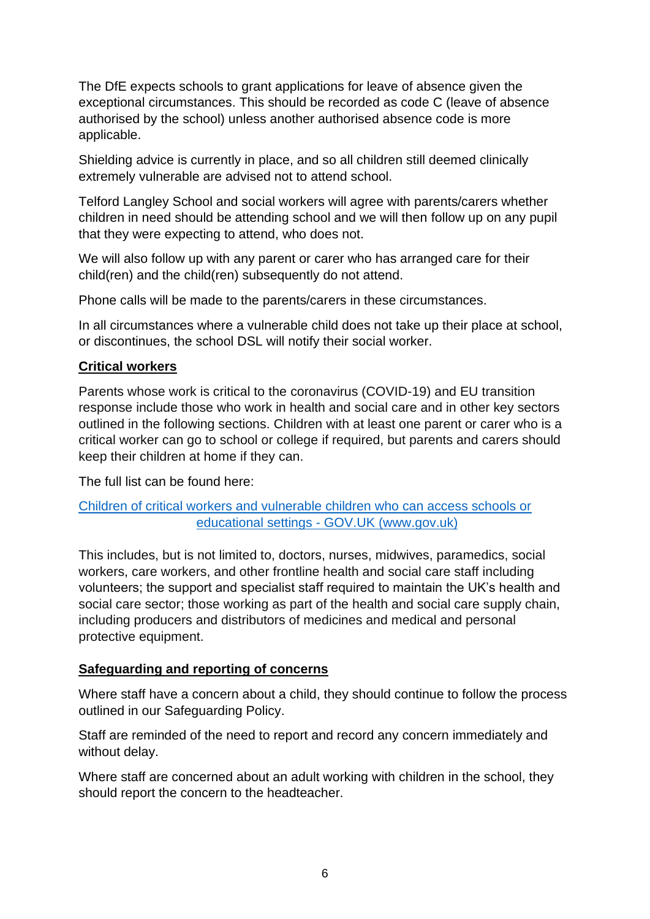The DfE expects schools to grant applications for leave of absence given the exceptional circumstances. This should be recorded as code C (leave of absence authorised by the school) unless another authorised absence code is more applicable.

Shielding advice is currently in place, and so all children still deemed clinically extremely vulnerable are advised not to attend school.

Telford Langley School and social workers will agree with parents/carers whether children in need should be attending school and we will then follow up on any pupil that they were expecting to attend, who does not.

We will also follow up with any parent or carer who has arranged care for their child(ren) and the child(ren) subsequently do not attend.

Phone calls will be made to the parents/carers in these circumstances.

In all circumstances where a vulnerable child does not take up their place at school, or discontinues, the school DSL will notify their social worker.

## Critical workers

Parents whose work is critical to the coronavirus (COVID-19) and EU transition response include those who work in health and social care and in other key sectors outlined in the following sections. Children with at least one parent or carer who is a critical worker can go to school or college if required, but parents and carers should keep their children at home if they can.

The full list can be found here:

[Children of critical workers and vulnerable children who can access schools or educational settings - GOV.UK (www.gov.uk)](https://www.gov.uk)

This includes, but is not limited to, doctors, nurses, midwives, paramedics, social workers, care workers, and other frontline health and social care staff including volunteers; the support and specialist staff required to maintain the UK's health and social care sector; those working as part of the health and social care supply chain, including producers and distributors of medicines and medical and personal protective equipment.

## Safeguarding and reporting of concerns

Where staff have a concern about a child, they should continue to follow the process outlined in our Safeguarding Policy.

Staff are reminded of the need to report and record any concern immediately and without delay.

Where staff are concerned about an adult working with children in the school, they should report the concern to the headteacher.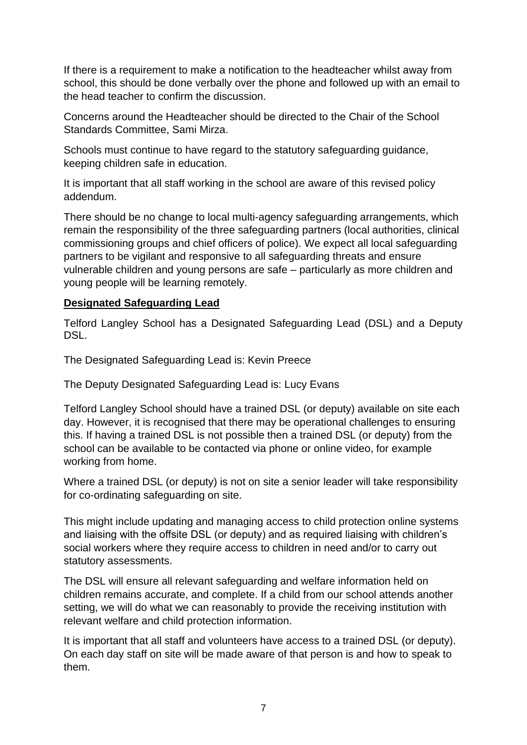If there is a requirement to make a notification to the headteacher whilst away from school, this should be done verbally over the phone and followed up with an email to the head teacher to confirm the discussion.

Concerns around the Headteacher should be directed to the Chair of the School Standards Committee, Sami Mirza.

Schools must continue to have regard to the statutory safeguarding guidance, keeping children safe in education.

It is important that all staff working in the school are aware of this revised policy addendum.

There should be no change to local multi-agency safeguarding arrangements, which remain the responsibility of the three safeguarding partners (local authorities, clinical commissioning groups and chief officers of police). We expect all local safeguarding partners to be vigilant and responsive to all safeguarding threats and ensure vulnerable children and young persons are safe – particularly as more children and young people will be learning remotely.

## Designated Safeguarding Lead

Telford Langley School has a Designated Safeguarding Lead (DSL) and a Deputy DSL.

The Designated Safeguarding Lead is: Kevin Preece

The Deputy Designated Safeguarding Lead is: Lucy Evans

Telford Langley School should have a trained DSL (or deputy) available on site each day. However, it is recognised that there may be operational challenges to ensuring this. If having a trained DSL is not possible then a trained DSL (or deputy) from the school can be available to be contacted via phone or online video, for example working from home.

Where a trained DSL (or deputy) is not on site a senior leader will take responsibility for co-ordinating safeguarding on site.

This might include updating and managing access to child protection online systems and liaising with the offsite DSL (or deputy) and as required liaising with children's social workers where they require access to children in need and/or to carry out statutory assessments.

The DSL will ensure all relevant safeguarding and welfare information held on children remains accurate, and complete. If a child from our school attends another setting, we will do what we can reasonably to provide the receiving institution with relevant welfare and child protection information.

It is important that all staff and volunteers have access to a trained DSL (or deputy). On each day staff on site will be made aware of that person is and how to speak to them.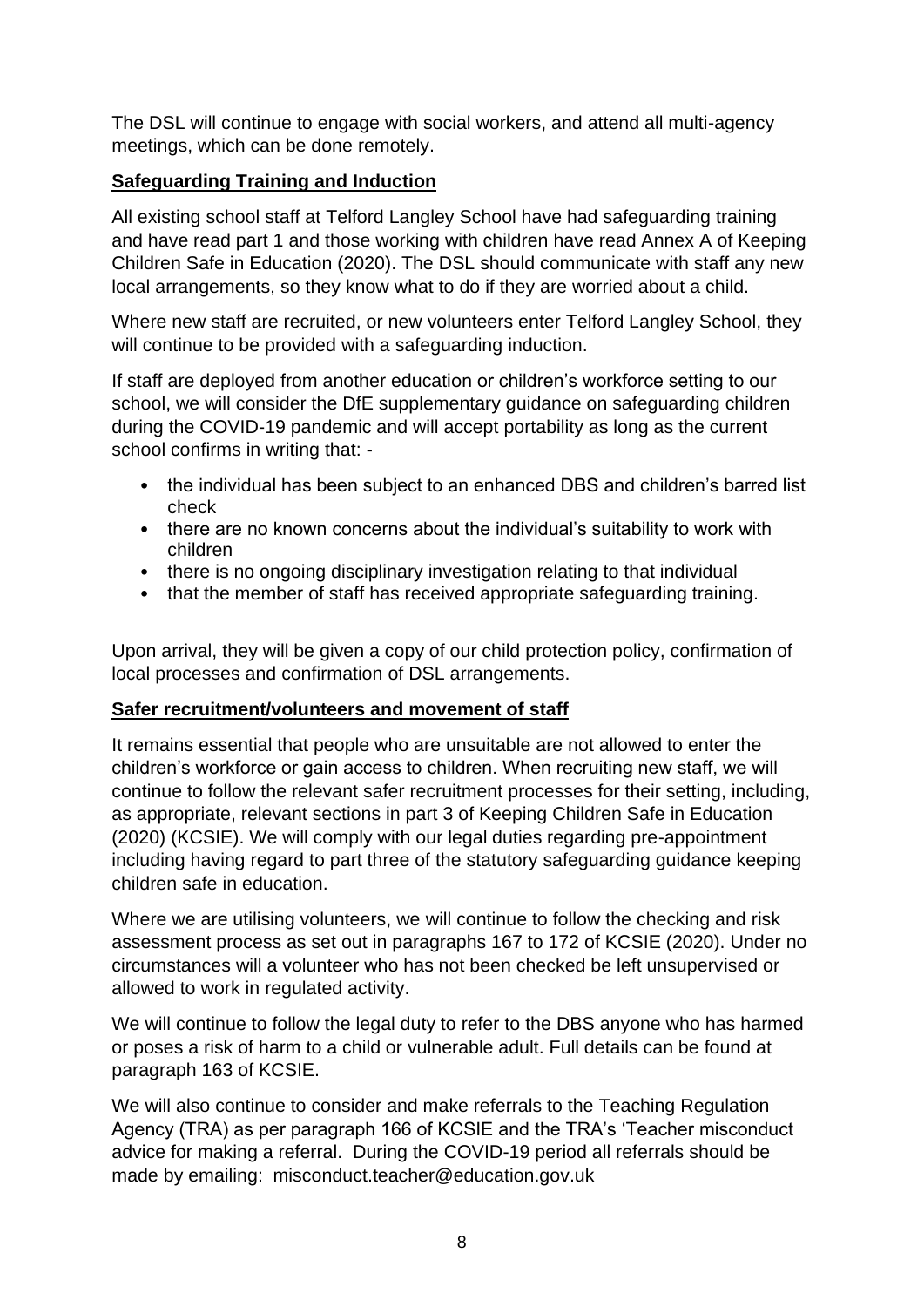The DSL will continue to engage with social workers, and attend all multi-agency meetings, which can be done remotely.

**Safeguarding Training and Induction**

All existing school staff at Telford Langley School have had safeguarding training and have read part 1 and those working with children have read Annex A of Keeping Children Safe in Education (2020). The DSL should communicate with staff any new local arrangements, so they know what to do if they are worried about a child.

Where new staff are recruited, or new volunteers enter Telford Langley School, they will continue to be provided with a safeguarding induction.

If staff are deployed from another education or children's workforce setting to our school, we will consider the DfE supplementary guidance on safeguarding children during the COVID-19 pandemic and will accept portability as long as the current school confirms in writing that: -

- the individual has been subject to an enhanced DBS and children's barred list check
- there are no known concerns about the individual's suitability to work with children
- there is no ongoing disciplinary investigation relating to that individual
- that the member of staff has received appropriate safeguarding training.

Upon arrival, they will be given a copy of our child protection policy, confirmation of local processes and confirmation of DSL arrangements.

**Safer recruitment/volunteers and movement of staff**

It remains essential that people who are unsuitable are not allowed to enter the children's workforce or gain access to children. When recruiting new staff, we will continue to follow the relevant safer recruitment processes for their setting, including, as appropriate, relevant sections in part 3 of Keeping Children Safe in Education (2020) (KCSIE). We will comply with our legal duties regarding pre-appointment including having regard to part three of the statutory safeguarding guidance keeping children safe in education.

Where we are utilising volunteers, we will continue to follow the checking and risk assessment process as set out in paragraphs 167 to 172 of KCSIE (2020). Under no circumstances will a volunteer who has not been checked be left unsupervised or allowed to work in regulated activity.

We will continue to follow the legal duty to refer to the DBS anyone who has harmed or poses a risk of harm to a child or vulnerable adult. Full details can be found at paragraph 163 of KCSIE.

We will also continue to consider and make referrals to the Teaching Regulation Agency (TRA) as per paragraph 166 of KCSIE and the TRA's 'Teacher misconduct advice for making a referral. During the COVID-19 period all referrals should be made by emailing: misconduct.teacher@education.gov.uk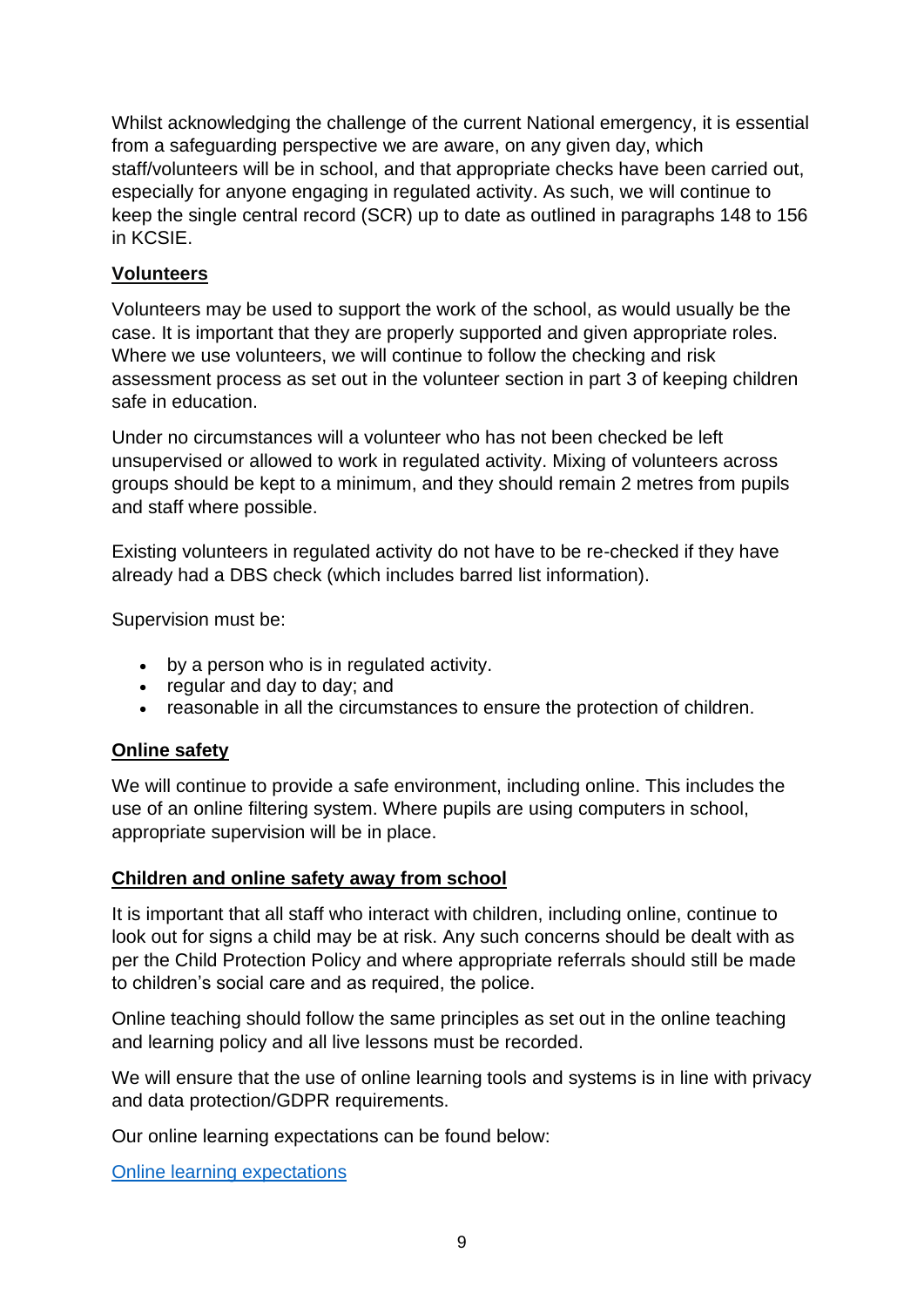Whilst acknowledging the challenge of the current National emergency, it is essential from a safeguarding perspective we are aware, on any given day, which staff/volunteers will be in school, and that appropriate checks have been carried out, especially for anyone engaging in regulated activity. As such, we will continue to keep the single central record (SCR) up to date as outlined in paragraphs 148 to 156 in KCSIE.

## Volunteers

Volunteers may be used to support the work of the school, as would usually be the case. It is important that they are properly supported and given appropriate roles. Where we use volunteers, we will continue to follow the checking and risk assessment process as set out in the volunteer section in part 3 of keeping children safe in education.

Under no circumstances will a volunteer who has not been checked be left unsupervised or allowed to work in regulated activity. Mixing of volunteers across groups should be kept to a minimum, and they should remain 2 metres from pupils and staff where possible.

Existing volunteers in regulated activity do not have to be re-checked if they have already had a DBS check (which includes barred list information).

Supervision must be:

- by a person who is in regulated activity.
- regular and day to day; and
- reasonable in all the circumstances to ensure the protection of children.

## Online safety

We will continue to provide a safe environment, including online. This includes the use of an online filtering system. Where pupils are using computers in school, appropriate supervision will be in place.

## Children and online safety away from school

It is important that all staff who interact with children, including online, continue to look out for signs a child may be at risk. Any such concerns should be dealt with as per the Child Protection Policy and where appropriate referrals should still be made to children's social care and as required, the police.

Online teaching should follow the same principles as set out in the online teaching and learning policy and all live lessons must be recorded.

We will ensure that the use of online learning tools and systems is in line with privacy and data protection/GDPR requirements.

Our online learning expectations can be found below:

Online learning expectations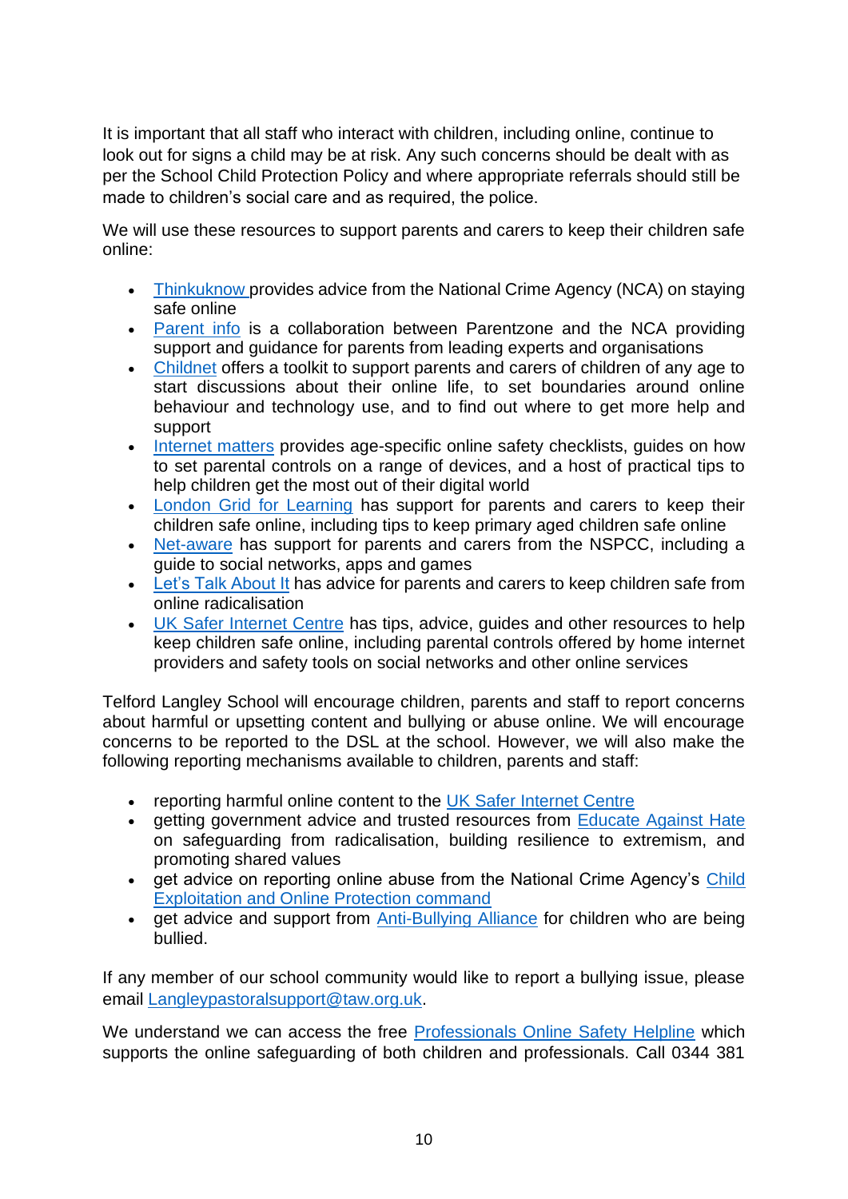It is important that all staff who interact with children, including online, continue to look out for signs a child may be at risk. Any such concerns should be dealt with as per the School Child Protection Policy and where appropriate referrals should still be made to children's social care and as required, the police.

We will use these resources to support parents and carers to keep their children safe online:

- Thinkuknow provides advice from the National Crime Agency (NCA) on staying safe online
- Parent info is a collaboration between Parentzone and the NCA providing support and guidance for parents from leading experts and organisations
- Childnet offers a toolkit to support parents and carers of children of any age to start discussions about their online life, to set boundaries around online behaviour and technology use, and to find out where to get more help and support
- Internet matters provides age-specific online safety checklists, guides on how to set parental controls on a range of devices, and a host of practical tips to help children get the most out of their digital world
- London Grid for Learning has support for parents and carers to keep their children safe online, including tips to keep primary aged children safe online
- Net-aware has support for parents and carers from the NSPCC, including a guide to social networks, apps and games
- Let's Talk About It has advice for parents and carers to keep children safe from online radicalisation
- UK Safer Internet Centre has tips, advice, guides and other resources to help keep children safe online, including parental controls offered by home internet providers and safety tools on social networks and other online services

Telford Langley School will encourage children, parents and staff to report concerns about harmful or upsetting content and bullying or abuse online. We will encourage concerns to be reported to the DSL at the school. However, we will also make the following reporting mechanisms available to children, parents and staff:

- reporting harmful online content to the UK Safer Internet Centre
- getting government advice and trusted resources from Educate Against Hate on safeguarding from radicalisation, building resilience to extremism, and promoting shared values
- get advice on reporting online abuse from the National Crime Agency's Child Exploitation and Online Protection command
- get advice and support from Anti-Bullying Alliance for children who are being bullied.

If any member of our school community would like to report a bullying issue, please email Langleypastoralsupport@taw.org.uk.

We understand we can access the free Professionals Online Safety Helpline which supports the online safeguarding of both children and professionals. Call 0344 381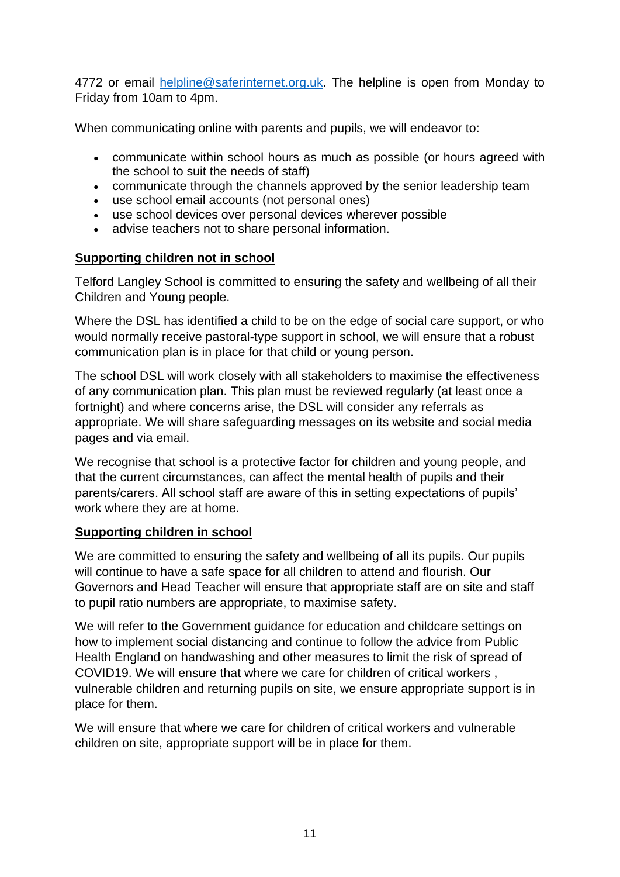4772 or email [helpline@saferinternet.org.uk](mailto:helpline@saferinternet.org.uk). The helpline is open from Monday to Friday from 10am to 4pm.

When communicating online with parents and pupils, we will endeavor to:

- communicate within school hours as much as possible (or hours agreed with the school to suit the needs of staff)
- communicate through the channels approved by the senior leadership team
- use school email accounts (not personal ones)
- use school devices over personal devices wherever possible
- advise teachers not to share personal information.

**Supporting children not in school**

Telford Langley School is committed to ensuring the safety and wellbeing of all their Children and Young people.

Where the DSL has identified a child to be on the edge of social care support, or who would normally receive pastoral-type support in school, we will ensure that a robust communication plan is in place for that child or young person.

The school DSL will work closely with all stakeholders to maximise the effectiveness of any communication plan. This plan must be reviewed regularly (at least once a fortnight) and where concerns arise, the DSL will consider any referrals as appropriate. We will share safeguarding messages on its website and social media pages and via email.

We recognise that school is a protective factor for children and young people, and that the current circumstances, can affect the mental health of pupils and their parents/carers. All school staff are aware of this in setting expectations of pupils' work where they are at home.

**Supporting children in school**

We are committed to ensuring the safety and wellbeing of all its pupils. Our pupils will continue to have a safe space for all children to attend and flourish. Our Governors and Head Teacher will ensure that appropriate staff are on site and staff to pupil ratio numbers are appropriate, to maximise safety.

We will refer to the Government guidance for education and childcare settings on how to implement social distancing and continue to follow the advice from Public Health England on handwashing and other measures to limit the risk of spread of COVID19. We will ensure that where we care for children of critical workers , vulnerable children and returning pupils on site, we ensure appropriate support is in place for them.

We will ensure that where we care for children of critical workers and vulnerable children on site, appropriate support will be in place for them.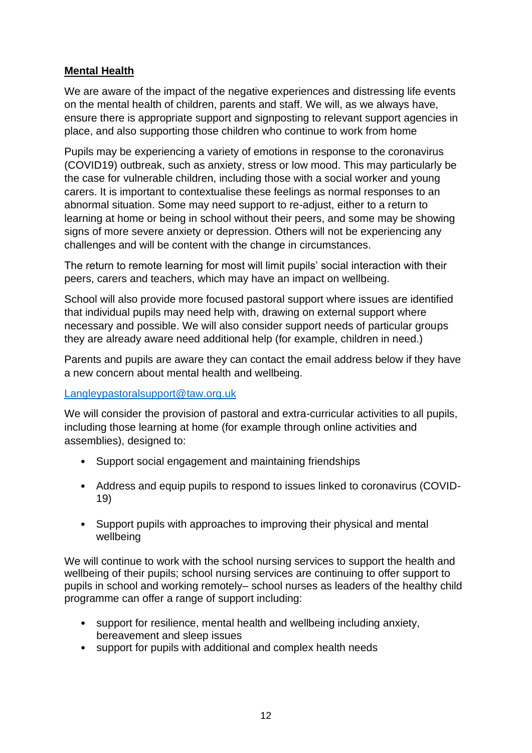**Mental Health**

We are aware of the impact of the negative experiences and distressing life events on the mental health of children, parents and staff. We will, as we always have, ensure there is appropriate support and signposting to relevant support agencies in place, and also supporting those children who continue to work from home

Pupils may be experiencing a variety of emotions in response to the coronavirus (COVID19) outbreak, such as anxiety, stress or low mood. This may particularly be the case for vulnerable children, including those with a social worker and young carers. It is important to contextualise these feelings as normal responses to an abnormal situation. Some may need support to re-adjust, either to a return to learning at home or being in school without their peers, and some may be showing signs of more severe anxiety or depression. Others will not be experiencing any challenges and will be content with the change in circumstances.

The return to remote learning for most will limit pupils' social interaction with their peers, carers and teachers, which may have an impact on wellbeing.

School will also provide more focused pastoral support where issues are identified that individual pupils may need help with, drawing on external support where necessary and possible. We will also consider support needs of particular groups they are already aware need additional help (for example, children in need.)

Parents and pupils are aware they can contact the email address below if they have a new concern about mental health and wellbeing.

Langleypastoralsupport@taw.org.uk

We will consider the provision of pastoral and extra-curricular activities to all pupils, including those learning at home (for example through online activities and assemblies), designed to:

- Support social engagement and maintaining friendships
- Address and equip pupils to respond to issues linked to coronavirus (COVID-19)
- Support pupils with approaches to improving their physical and mental wellbeing

We will continue to work with the school nursing services to support the health and wellbeing of their pupils; school nursing services are continuing to offer support to pupils in school and working remotely– school nurses as leaders of the healthy child programme can offer a range of support including:

- support for resilience, mental health and wellbeing including anxiety, bereavement and sleep issues
- support for pupils with additional and complex health needs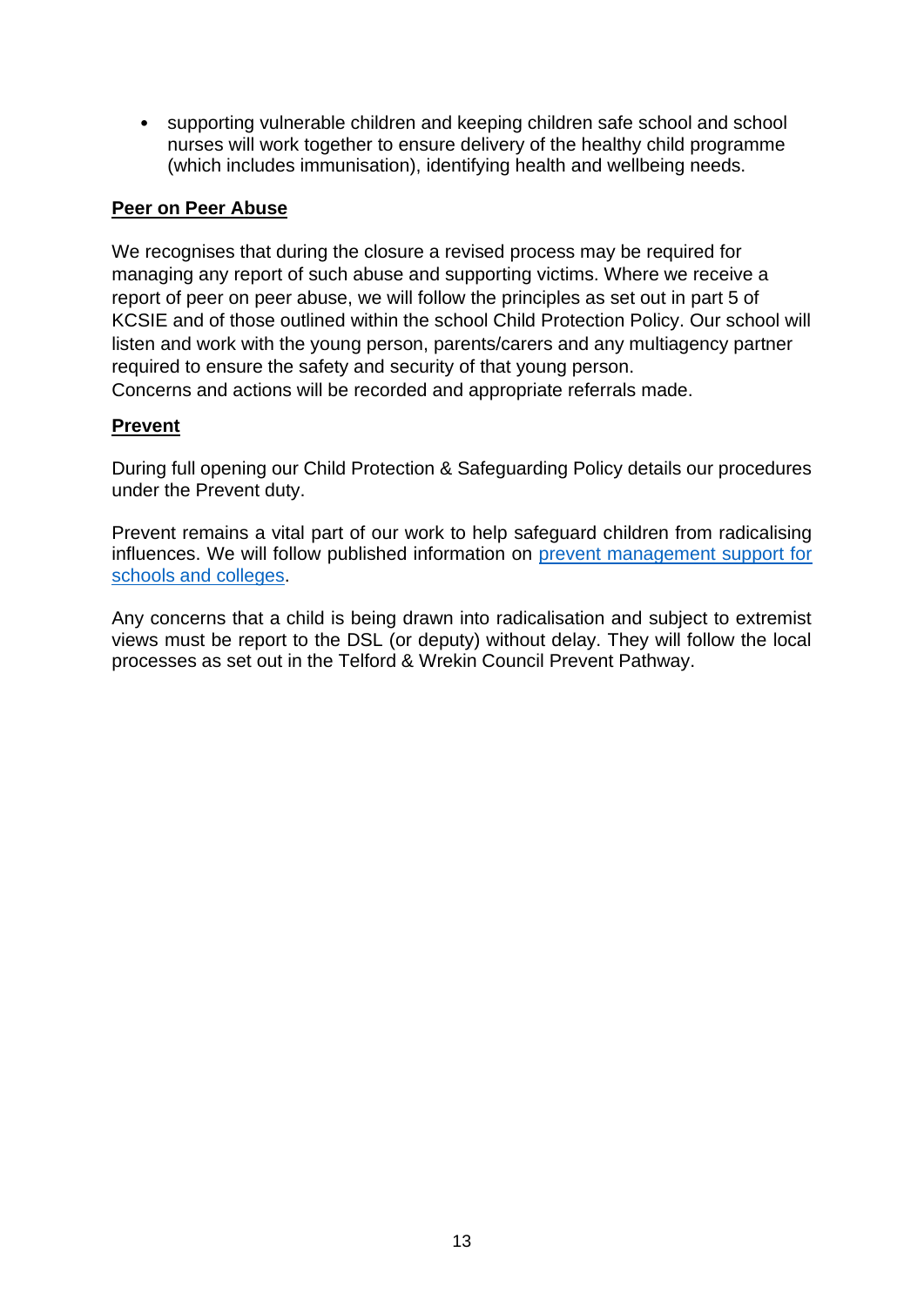- supporting vulnerable children and keeping children safe school and school nurses will work together to ensure delivery of the healthy child programme (which includes immunisation), identifying health and wellbeing needs.

**Peer on Peer Abuse**

We recognises that during the closure a revised process may be required for managing any report of such abuse and supporting victims. Where we receive a report of peer on peer abuse, we will follow the principles as set out in part 5 of KCSIE and of those outlined within the school Child Protection Policy. Our school will listen and work with the young person, parents/carers and any multiagency partner required to ensure the safety and security of that young person.
Concerns and actions will be recorded and appropriate referrals made.

**Prevent**

During full opening our Child Protection & Safeguarding Policy details our procedures under the Prevent duty.

Prevent remains a vital part of our work to help safeguard children from radicalising influences. We will follow published information on prevent management support for schools and colleges.

Any concerns that a child is being drawn into radicalisation and subject to extremist views must be report to the DSL (or deputy) without delay. They will follow the local processes as set out in the Telford & Wrekin Council Prevent Pathway.